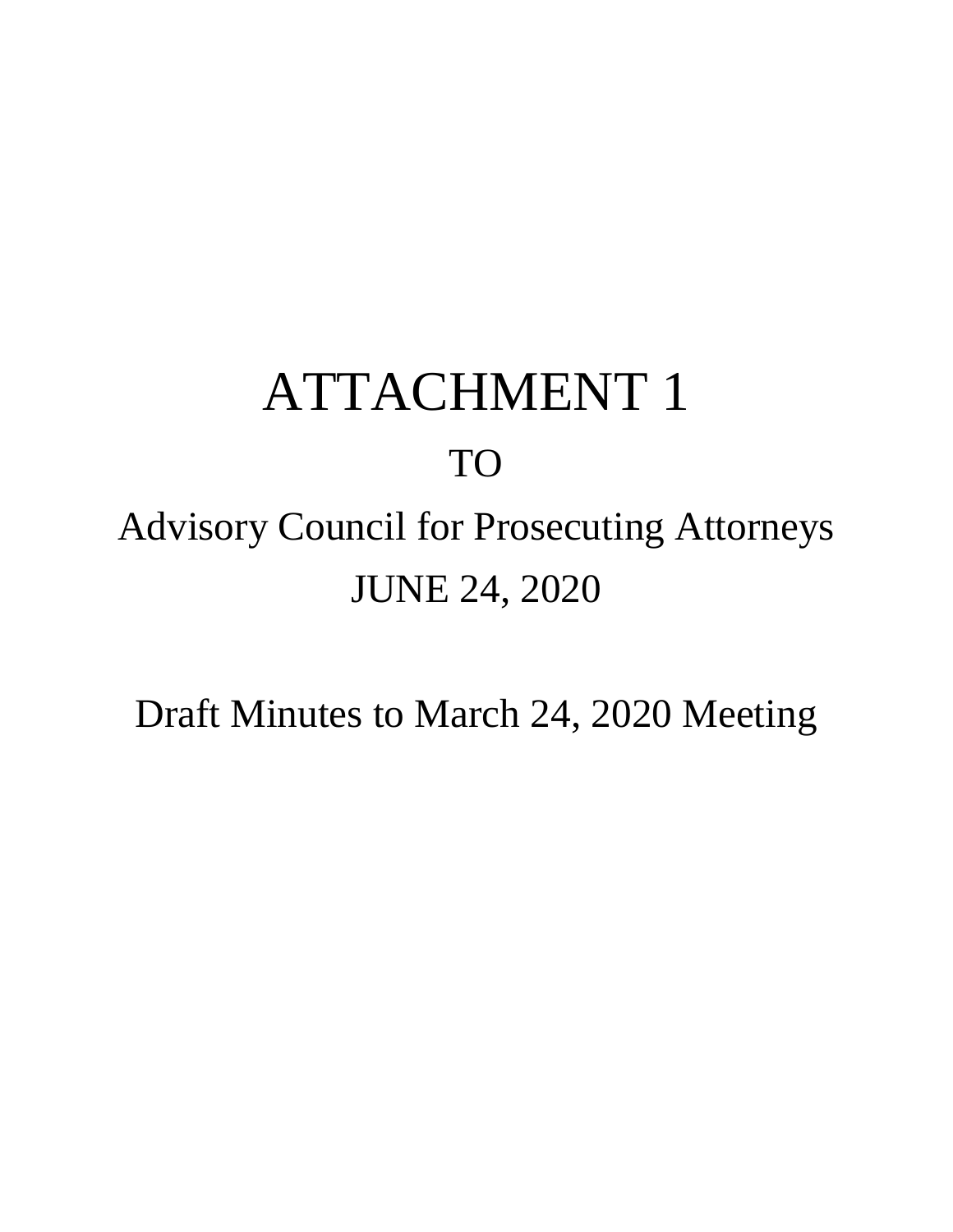# ATTACHMENT 1

TO

Advisory Council for Prosecuting Attorneys

JUNE 24, 2020

Draft Minutes to March 24, 2020 Meeting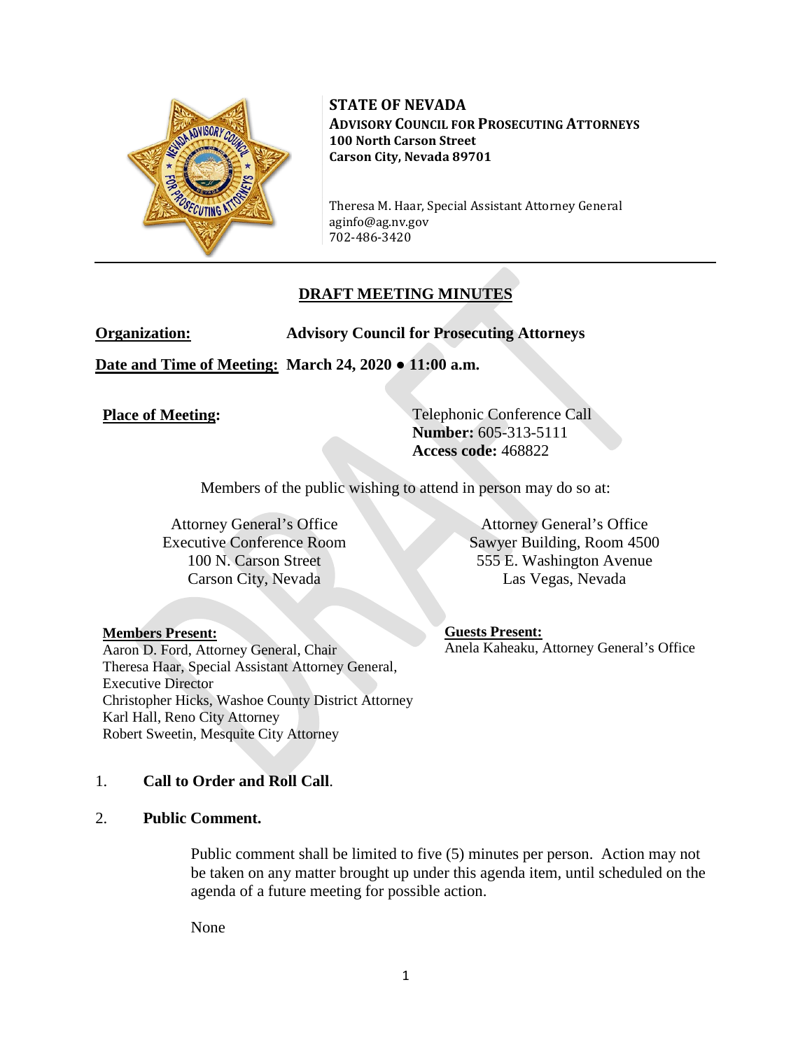**STATE OF NEVADA**
**ADVISORY COUNCIL FOR PROSECUTING ATTORNEYS**
**100 North Carson Street**
**Carson City, Nevada 89701**

Theresa M. Haar, Special Assistant Attorney General
aginfo@ag.nv.gov
702-486-3420

---

## DRAFT MEETING MINUTES

**Organization:** **Advisory Council for Prosecuting Attorneys**

**Date and Time of Meeting:** **March 24, 2020 ● 11:00 a.m.**

**Place of Meeting:**

Telephonic Conference Call
**Number:** 605-313-5111
**Access code:** 468822

Members of the public wishing to attend in person may do so at:

Attorney General's Office
Executive Conference Room
100 N. Carson Street
Carson City, Nevada

Attorney General's Office
Sawyer Building, Room 4500
555 E. Washington Avenue
Las Vegas, Nevada

**Members Present:**
Aaron D. Ford, Attorney General, Chair
Theresa Haar, Special Assistant Attorney General, Executive Director
Christopher Hicks, Washoe County District Attorney
Karl Hall, Reno City Attorney
Robert Sweetin, Mesquite City Attorney

**Guests Present:**
Anela Kaheaku, Attorney General's Office

1. **Call to Order and Roll Call**.

2. **Public Comment.**

   Public comment shall be limited to five (5) minutes per person. Action may not be taken on any matter brought up under this agenda item, until scheduled on the agenda of a future meeting for possible action.

   None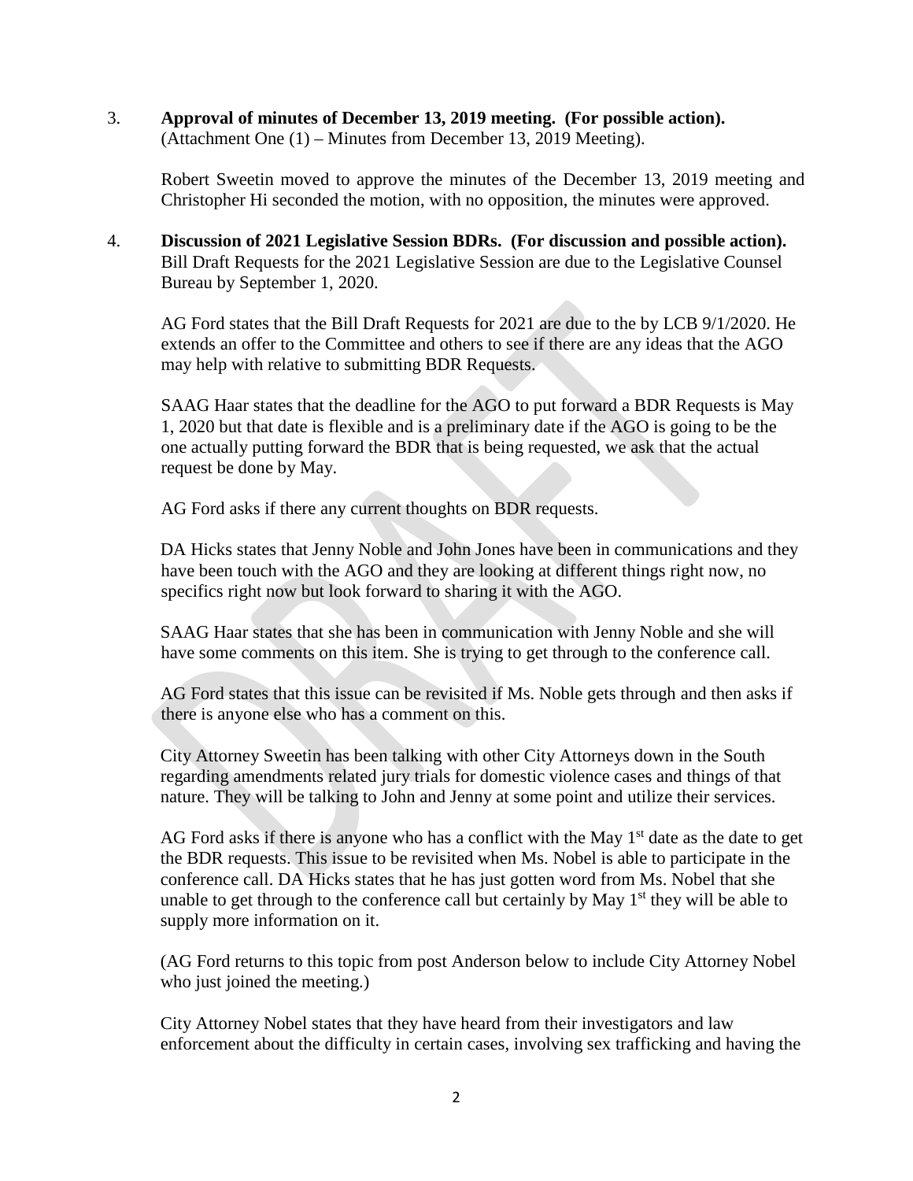3. **Approval of minutes of December 13, 2019 meeting. (For possible action).** (Attachment One (1) – Minutes from December 13, 2019 Meeting).

   Robert Sweetin moved to approve the minutes of the December 13, 2019 meeting and Christopher Hi seconded the motion, with no opposition, the minutes were approved.

4. **Discussion of 2021 Legislative Session BDRs. (For discussion and possible action).** Bill Draft Requests for the 2021 Legislative Session are due to the Legislative Counsel Bureau by September 1, 2020.

   AG Ford states that the Bill Draft Requests for 2021 are due to the by LCB 9/1/2020. He extends an offer to the Committee and others to see if there are any ideas that the AGO may help with relative to submitting BDR Requests.

   SAAG Haar states that the deadline for the AGO to put forward a BDR Requests is May 1, 2020 but that date is flexible and is a preliminary date if the AGO is going to be the one actually putting forward the BDR that is being requested, we ask that the actual request be done by May.

   AG Ford asks if there any current thoughts on BDR requests.

   DA Hicks states that Jenny Noble and John Jones have been in communications and they have been touch with the AGO and they are looking at different things right now, no specifics right now but look forward to sharing it with the AGO.

   SAAG Haar states that she has been in communication with Jenny Noble and she will have some comments on this item. She is trying to get through to the conference call.

   AG Ford states that this issue can be revisited if Ms. Noble gets through and then asks if there is anyone else who has a comment on this.

   City Attorney Sweetin has been talking with other City Attorneys down in the South regarding amendments related jury trials for domestic violence cases and things of that nature. They will be talking to John and Jenny at some point and utilize their services.

   AG Ford asks if there is anyone who has a conflict with the May 1st date as the date to get the BDR requests. This issue to be revisited when Ms. Nobel is able to participate in the conference call. DA Hicks states that he has just gotten word from Ms. Nobel that she unable to get through to the conference call but certainly by May 1st they will be able to supply more information on it.

   (AG Ford returns to this topic from post Anderson below to include City Attorney Nobel who just joined the meeting.)

   City Attorney Nobel states that they have heard from their investigators and law enforcement about the difficulty in certain cases, involving sex trafficking and having the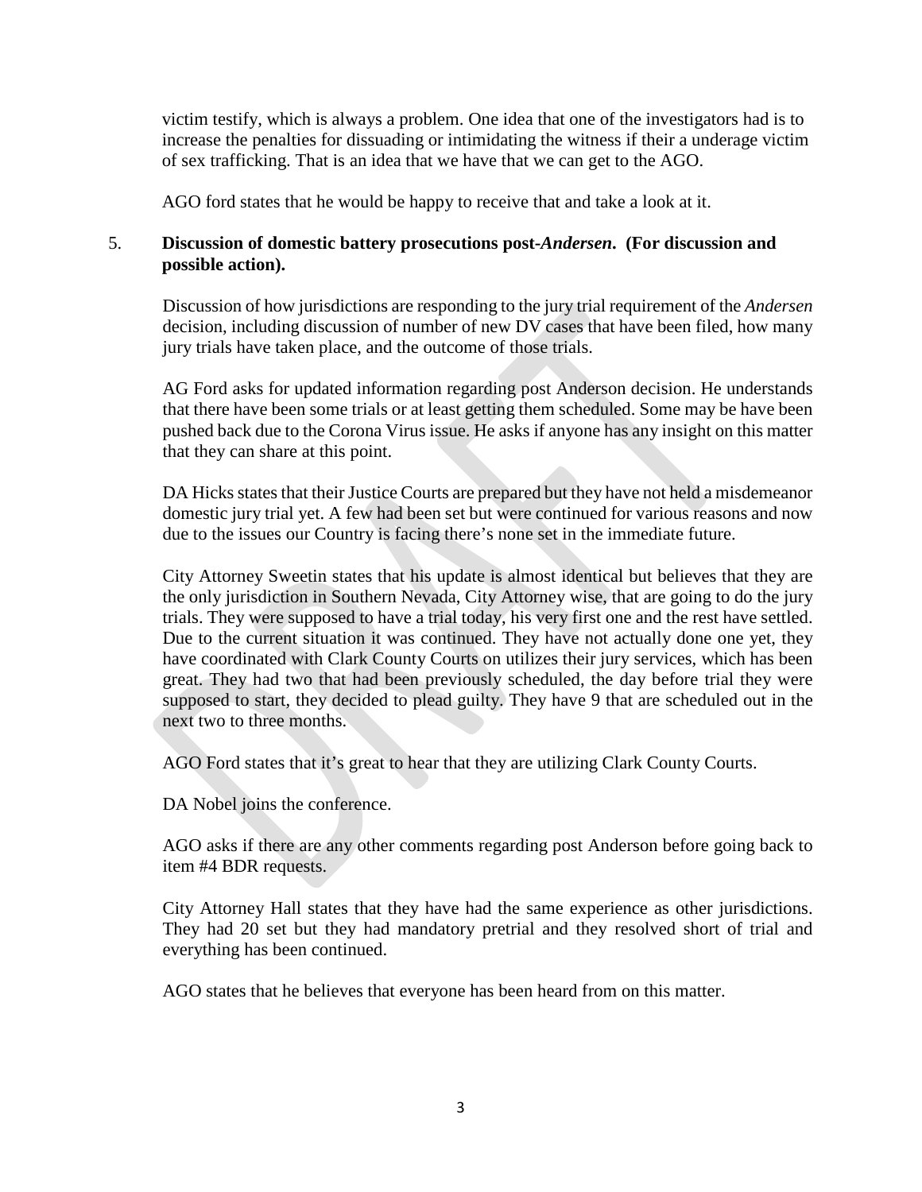victim testify, which is always a problem. One idea that one of the investigators had is to increase the penalties for dissuading or intimidating the witness if their a underage victim of sex trafficking. That is an idea that we have that we can get to the AGO.

AGO ford states that he would be happy to receive that and take a look at it.

5. **Discussion of domestic battery prosecutions post-*Andersen*. (For discussion and possible action).**

Discussion of how jurisdictions are responding to the jury trial requirement of the *Andersen* decision, including discussion of number of new DV cases that have been filed, how many jury trials have taken place, and the outcome of those trials.

AG Ford asks for updated information regarding post Anderson decision. He understands that there have been some trials or at least getting them scheduled. Some may be have been pushed back due to the Corona Virus issue. He asks if anyone has any insight on this matter that they can share at this point.

DA Hicks states that their Justice Courts are prepared but they have not held a misdemeanor domestic jury trial yet. A few had been set but were continued for various reasons and now due to the issues our Country is facing there's none set in the immediate future.

City Attorney Sweetin states that his update is almost identical but believes that they are the only jurisdiction in Southern Nevada, City Attorney wise, that are going to do the jury trials. They were supposed to have a trial today, his very first one and the rest have settled. Due to the current situation it was continued. They have not actually done one yet, they have coordinated with Clark County Courts on utilizes their jury services, which has been great. They had two that had been previously scheduled, the day before trial they were supposed to start, they decided to plead guilty. They have 9 that are scheduled out in the next two to three months.

AGO Ford states that it's great to hear that they are utilizing Clark County Courts.

DA Nobel joins the conference.

AGO asks if there are any other comments regarding post Anderson before going back to item #4 BDR requests.

City Attorney Hall states that they have had the same experience as other jurisdictions. They had 20 set but they had mandatory pretrial and they resolved short of trial and everything has been continued.

AGO states that he believes that everyone has been heard from on this matter.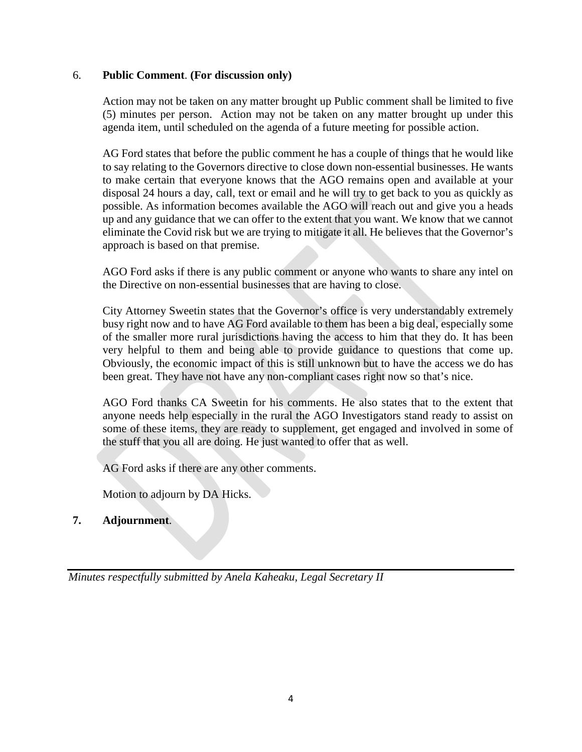6. **Public Comment**. **(For discussion only)**

Action may not be taken on any matter brought up Public comment shall be limited to five (5) minutes per person. Action may not be taken on any matter brought up under this agenda item, until scheduled on the agenda of a future meeting for possible action.

AG Ford states that before the public comment he has a couple of things that he would like to say relating to the Governors directive to close down non-essential businesses. He wants to make certain that everyone knows that the AGO remains open and available at your disposal 24 hours a day, call, text or email and he will try to get back to you as quickly as possible. As information becomes available the AGO will reach out and give you a heads up and any guidance that we can offer to the extent that you want. We know that we cannot eliminate the Covid risk but we are trying to mitigate it all. He believes that the Governor's approach is based on that premise.

AGO Ford asks if there is any public comment or anyone who wants to share any intel on the Directive on non-essential businesses that are having to close.

City Attorney Sweetin states that the Governor's office is very understandably extremely busy right now and to have AG Ford available to them has been a big deal, especially some of the smaller more rural jurisdictions having the access to him that they do. It has been very helpful to them and being able to provide guidance to questions that come up. Obviously, the economic impact of this is still unknown but to have the access we do has been great. They have not have any non-compliant cases right now so that's nice.

AGO Ford thanks CA Sweetin for his comments. He also states that to the extent that anyone needs help especially in the rural the AGO Investigators stand ready to assist on some of these items, they are ready to supplement, get engaged and involved in some of the stuff that you all are doing. He just wanted to offer that as well.

AG Ford asks if there are any other comments.

Motion to adjourn by DA Hicks.

**7. Adjournment**.

---

*Minutes respectfully submitted by Anela Kaheaku, Legal Secretary II*